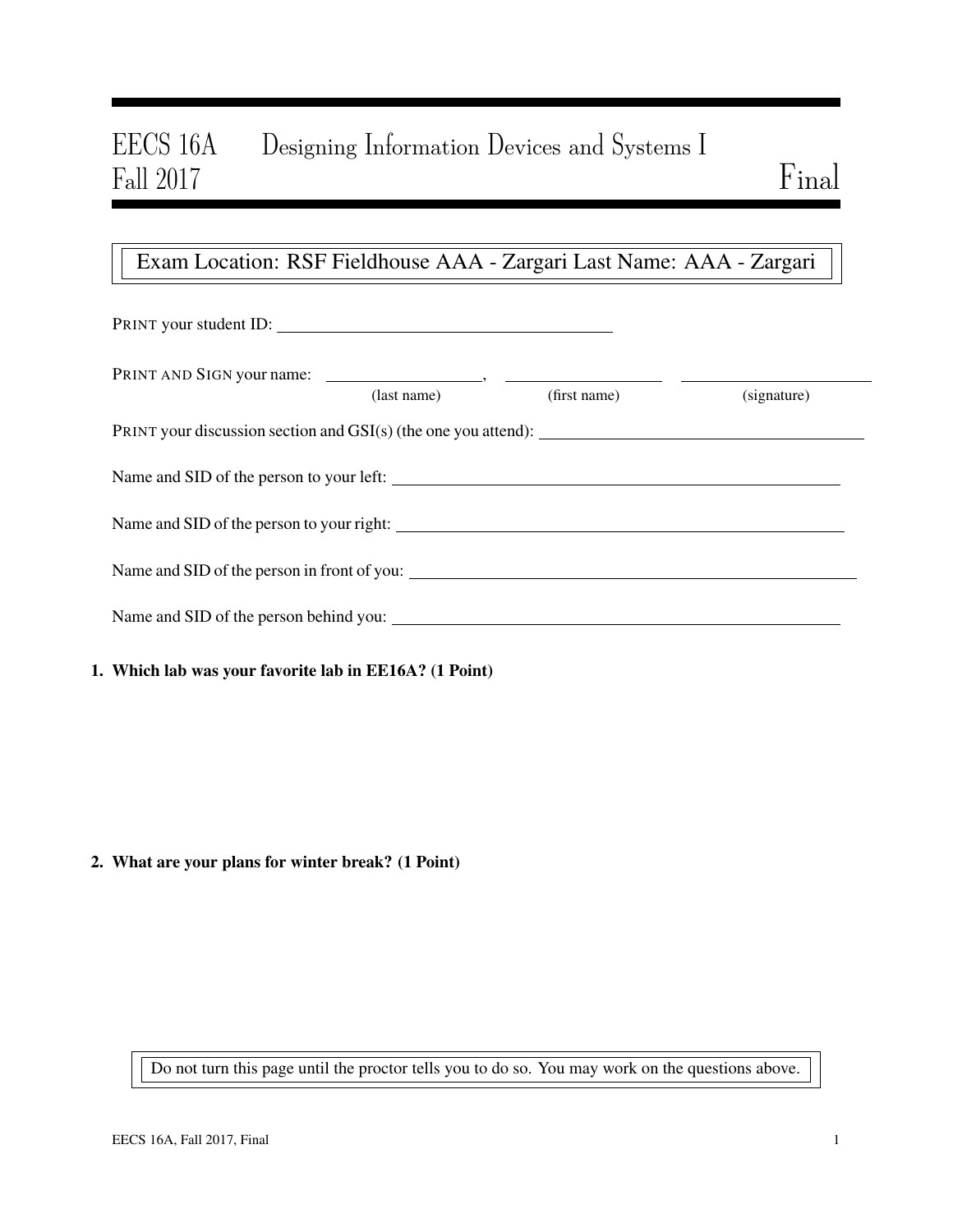# EECS 16A Designing Information Devices and Systems I
## Fall 2017 Final

Exam Location: RSF Fieldhouse AAA - Zargari Last Name: AAA - Zargari

PRINT your student ID: ______________________________

PRINT AND SIGN your name: ________________, ________________ ________________
(last name) (first name) (signature)

PRINT your discussion section and GSI(s) (the one you attend): ______________________________

Name and SID of the person to your left: ______________________________

Name and SID of the person to your right: ______________________________

Name and SID of the person in front of you: ______________________________

Name and SID of the person behind you: ______________________________

**1. Which lab was your favorite lab in EE16A? (1 Point)**

**2. What are your plans for winter break? (1 Point)**

Do not turn this page until the proctor tells you to do so. You may work on the questions above.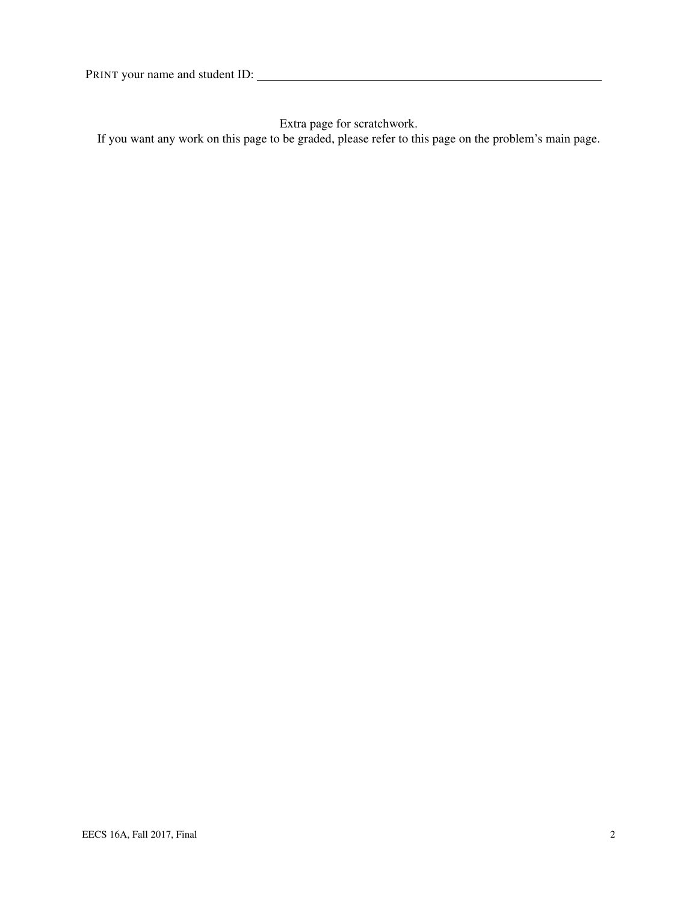PRINT your name and student ID: \_\_\_\_\_\_\_\_\_\_\_\_\_\_\_\_\_\_\_\_\_\_\_\_\_\_\_\_\_\_\_\_\_\_\_\_\_\_\_\_

Extra page for scratchwork.

If you want any work on this page to be graded, please refer to this page on the problem's main page.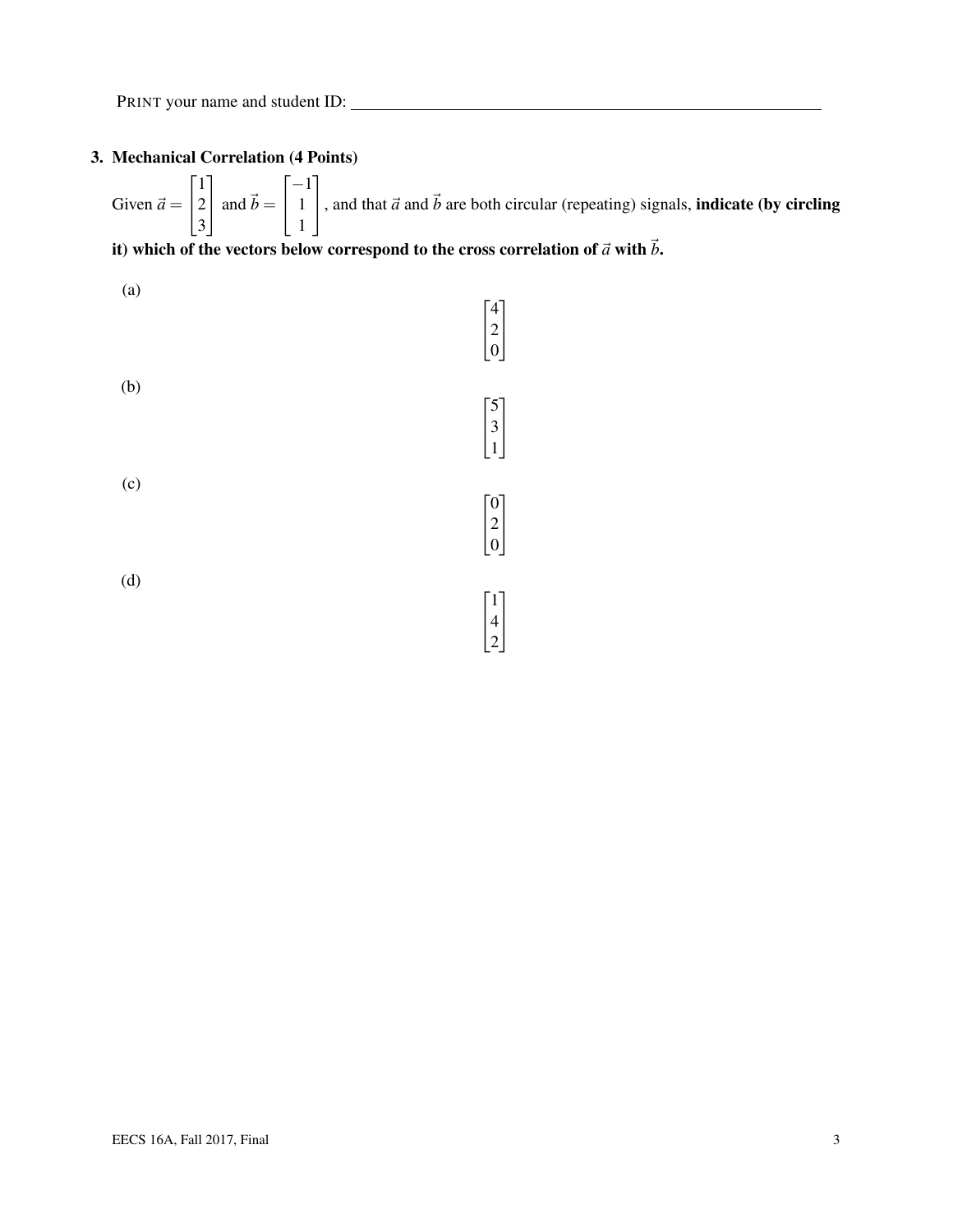PRINT your name and student ID: ________________________________

## 3. Mechanical Correlation (4 Points)

Given $\vec{a} = \begin{bmatrix} 1 \\ 2 \\ 3 \end{bmatrix}$ and $\vec{b} = \begin{bmatrix} -1 \\ 1 \\ 1 \end{bmatrix}$, and that $\vec{a}$ and $\vec{b}$ are both circular (repeating) signals, **indicate (by circling it) which of the vectors below correspond to the cross correlation of $\vec{a}$ with $\vec{b}$.**

(a)

$$\begin{bmatrix} 4 \\ 2 \\ 0 \end{bmatrix}$$

(b)

$$\begin{bmatrix} 5 \\ 3 \\ 1 \end{bmatrix}$$

(c)

$$\begin{bmatrix} 0 \\ 2 \\ 0 \end{bmatrix}$$

(d)

$$\begin{bmatrix} 1 \\ 4 \\ 2 \end{bmatrix}$$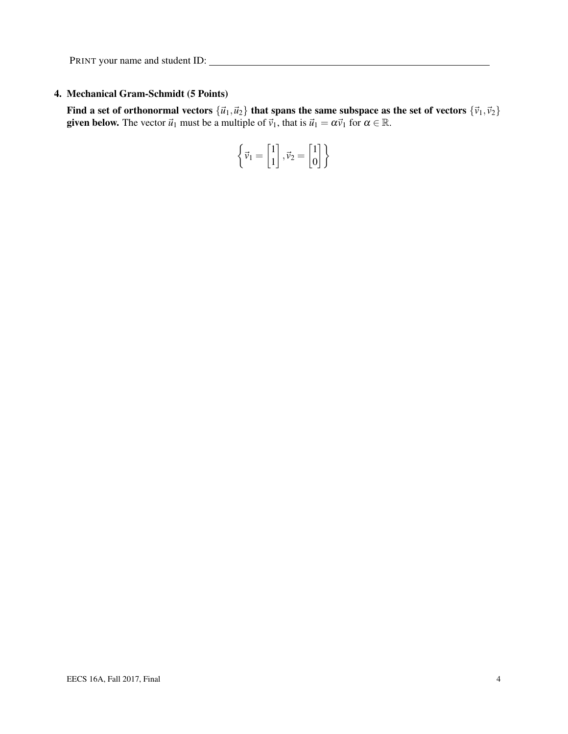PRINT your name and student ID: \_\_\_\_\_\_\_\_\_\_\_\_\_\_\_\_\_\_\_\_\_\_\_\_\_\_\_\_\_\_

## 4. Mechanical Gram-Schmidt (5 Points)

**Find a set of orthonormal vectors $\{\vec{u}_1, \vec{u}_2\}$ that spans the same subspace as the set of vectors $\{\vec{v}_1, \vec{v}_2\}$ given below.** The vector $\vec{u}_1$ must be a multiple of $\vec{v}_1$, that is $\vec{u}_1 = \alpha \vec{v}_1$ for $\alpha \in \mathbb{R}$.

$$\left\{ \vec{v}_1 = \begin{bmatrix} 1 \\ 1 \end{bmatrix}, \vec{v}_2 = \begin{bmatrix} 1 \\ 0 \end{bmatrix} \right\}$$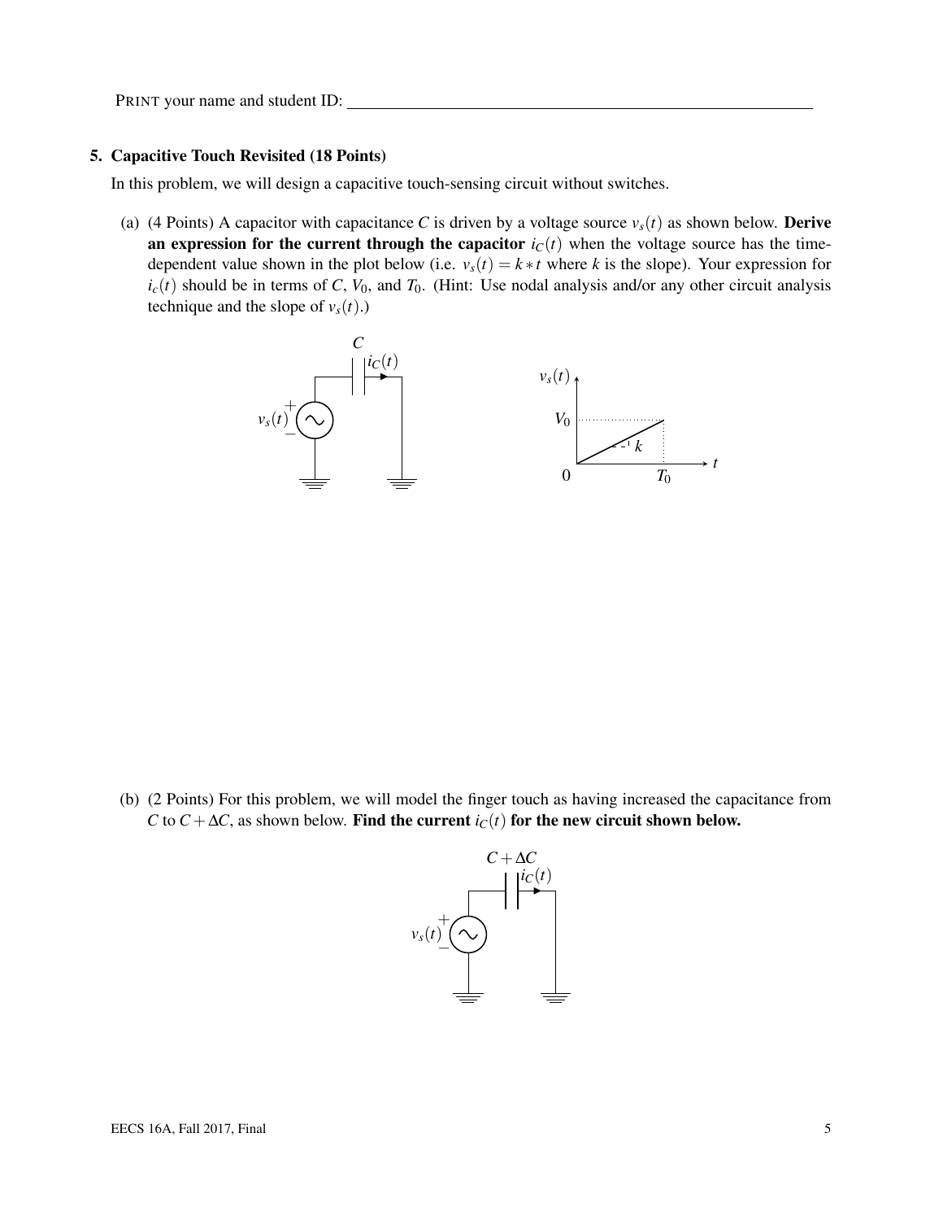PRINT your name and student ID: ____________________

### 5. Capacitive Touch Revisited (18 Points)

In this problem, we will design a capacitive touch-sensing circuit without switches.

(a) (4 Points) A capacitor with capacitance $C$ is driven by a voltage source $v_s(t)$ as shown below. **Derive an expression for the current through the capacitor $i_C(t)$** when the voltage source has the time-dependent value shown in the plot below (i.e. $v_s(t) = k * t$ where $k$ is the slope). Your expression for $i_c(t)$ should be in terms of $C$, $V_0$, and $T_0$. (Hint: Use nodal analysis and/or any other circuit analysis technique and the slope of $v_s(t)$.)

(b) (2 Points) For this problem, we will model the finger touch as having increased the capacitance from $C$ to $C + \Delta C$, as shown below. **Find the current $i_C(t)$ for the new circuit shown below.**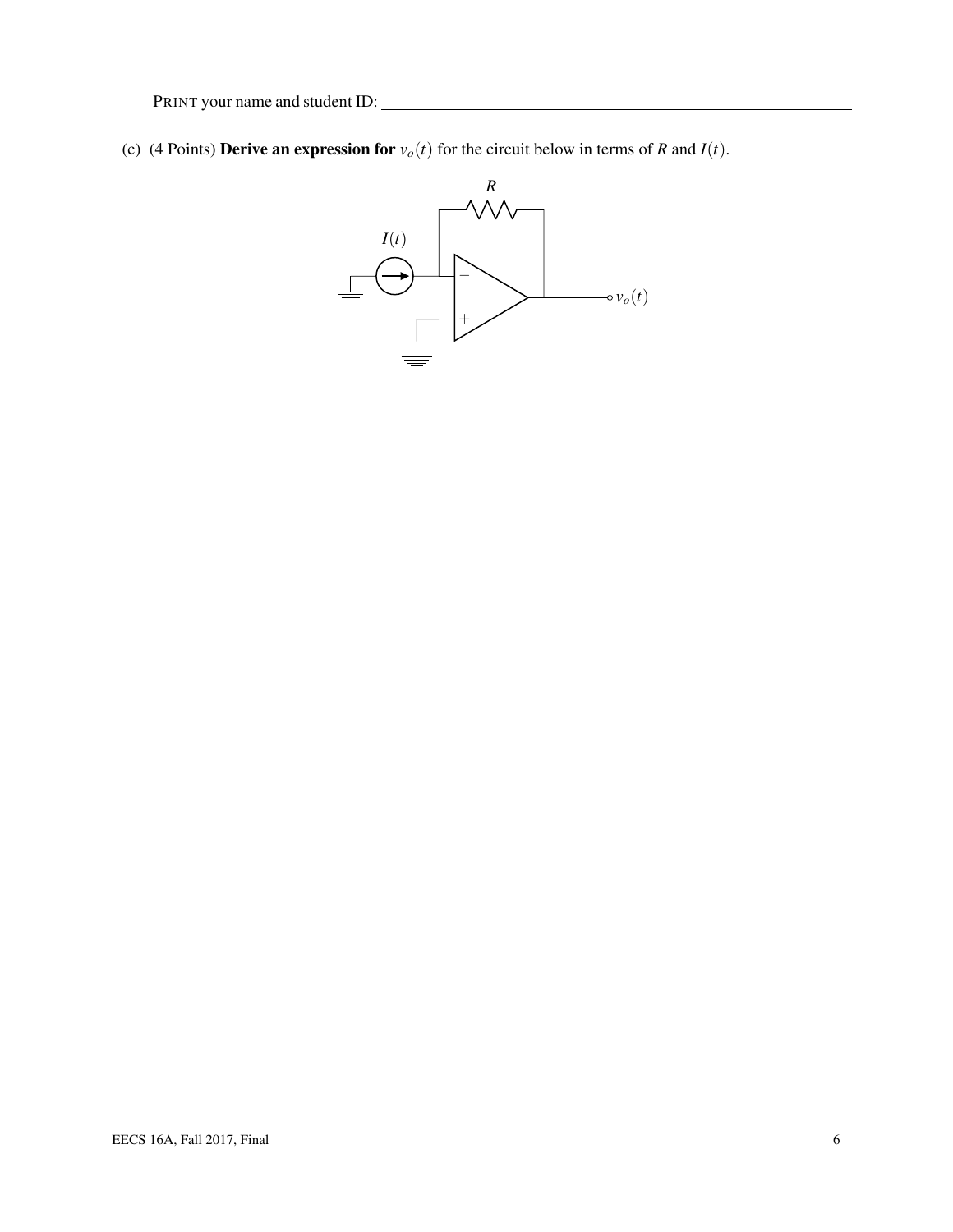PRINT your name and student ID: \_\_\_\_\_\_\_\_\_\_\_\_\_\_\_\_\_\_\_\_\_\_\_\_\_\_\_\_\_\_\_\_\_\_\_\_\_\_\_\_

(c) (4 Points) **Derive an expression for** $v_o(t)$ for the circuit below in terms of $R$ and $I(t)$.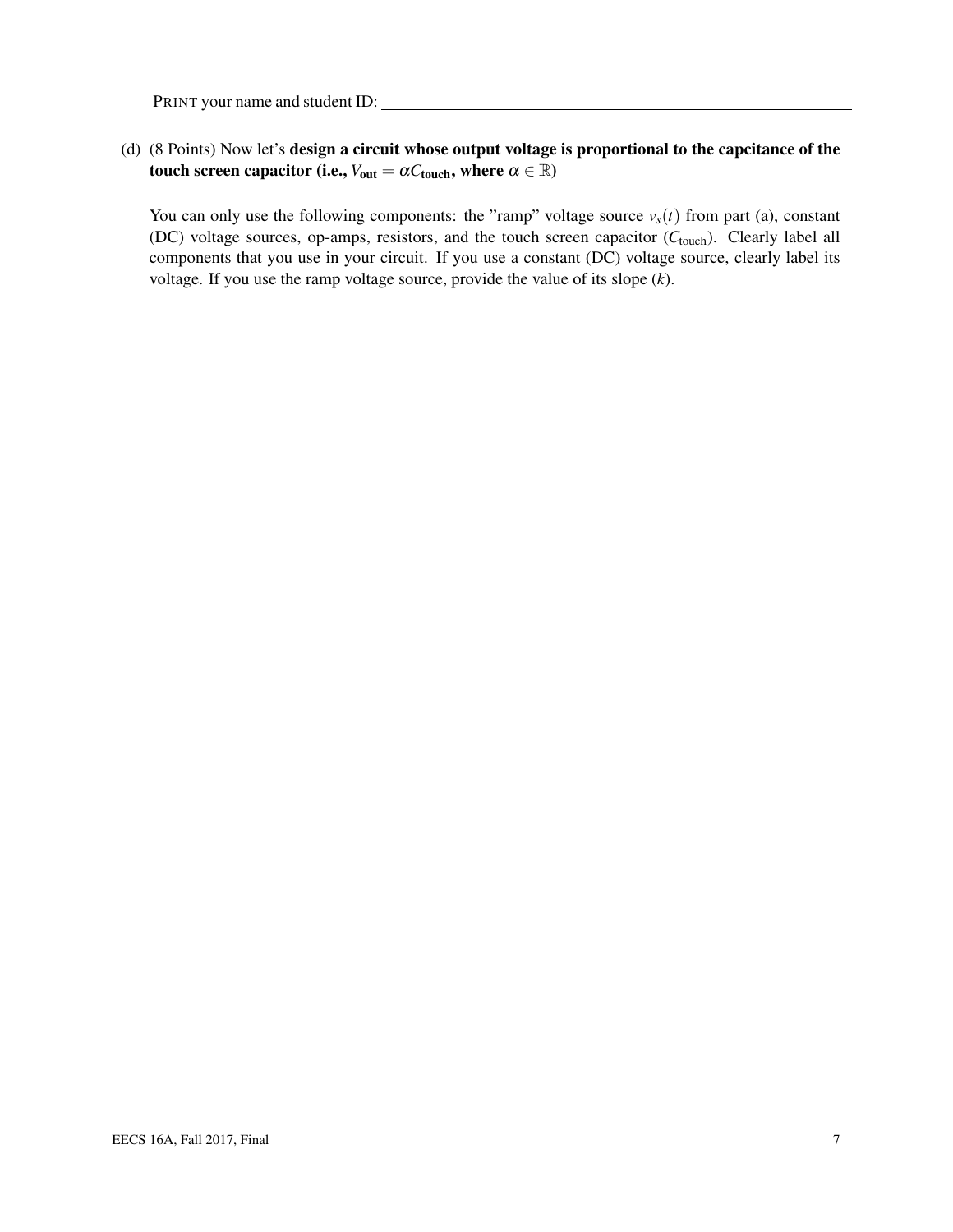PRINT your name and student ID: \_\_\_\_\_\_\_\_\_\_\_\_\_\_\_\_\_\_\_\_\_\_\_\_\_\_\_\_\_\_\_\_\_\_\_\_\_\_\_\_\_\_\_\_

(d) (8 Points) Now let's **design a circuit whose output voltage is proportional to the capcitance of the touch screen capacitor (i.e., $V_{\text{out}} = \alpha C_{\text{touch}}$, where $\alpha \in \mathbb{R}$)**

You can only use the following components: the "ramp" voltage source $v_s(t)$ from part (a), constant (DC) voltage sources, op-amps, resistors, and the touch screen capacitor ($C_{\text{touch}}$). Clearly label all components that you use in your circuit. If you use a constant (DC) voltage source, clearly label its voltage. If you use the ramp voltage source, provide the value of its slope ($k$).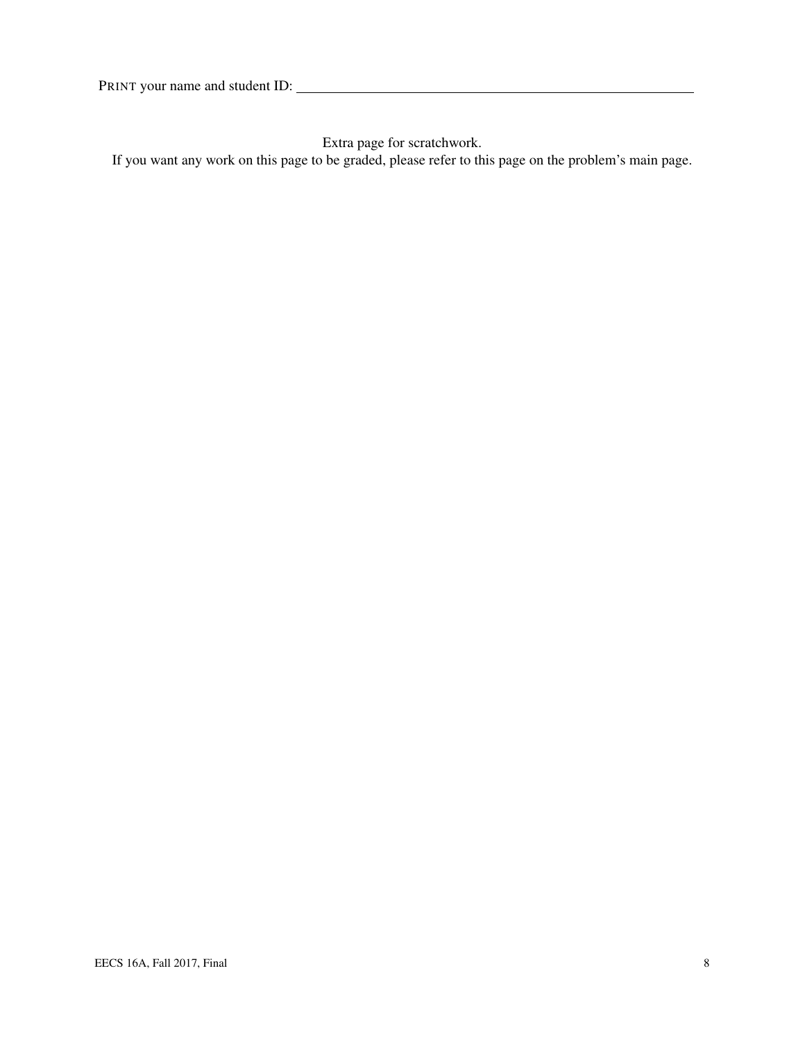PRINT your name and student ID: ____________________

Extra page for scratchwork.

If you want any work on this page to be graded, please refer to this page on the problem's main page.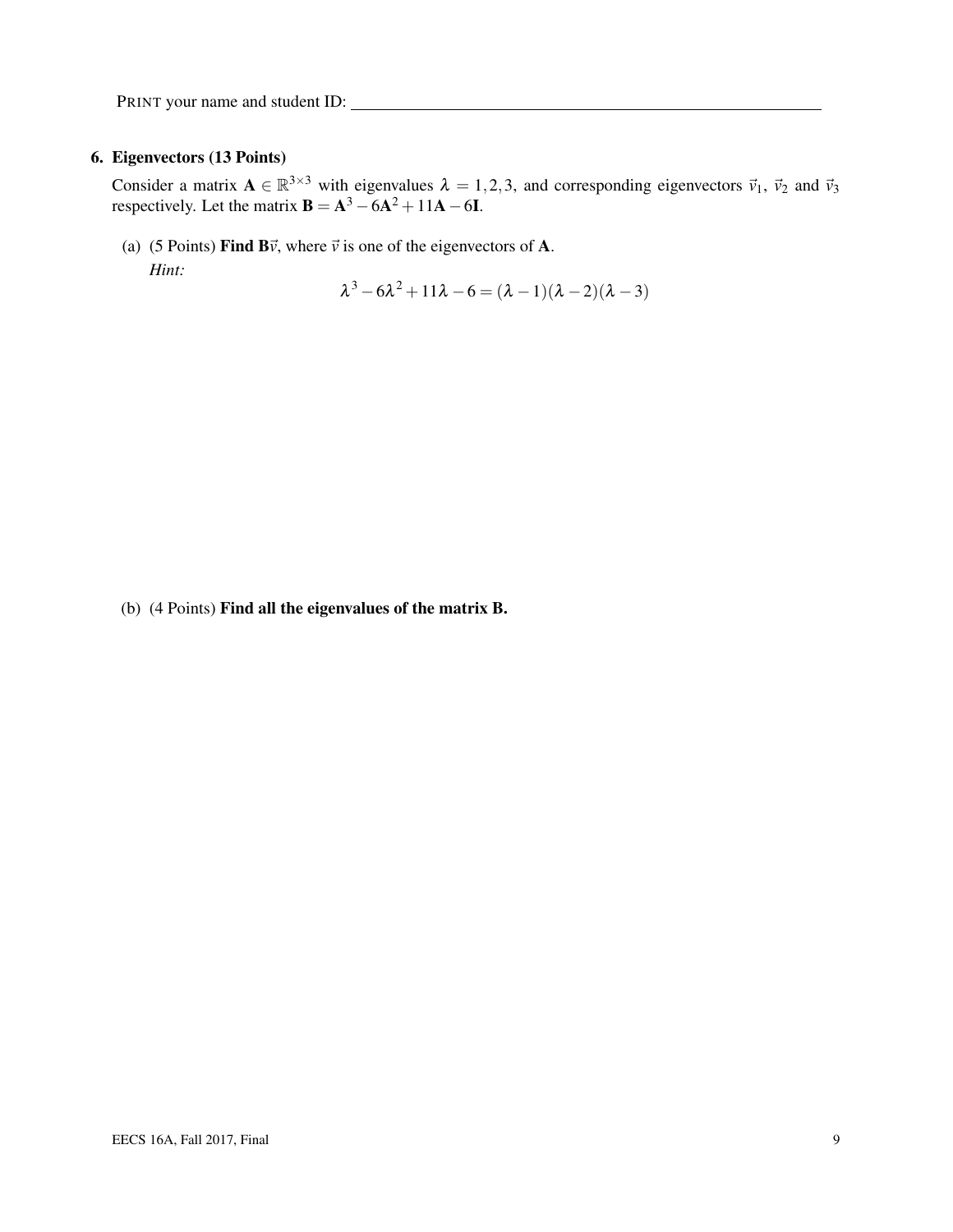PRINT your name and student ID: ____________________________________________

## 6. Eigenvectors (13 Points)

Consider a matrix $\mathbf{A} \in \mathbb{R}^{3\times3}$ with eigenvalues $\lambda = 1, 2, 3$, and corresponding eigenvectors $\vec{v}_1$, $\vec{v}_2$ and $\vec{v}_3$ respectively. Let the matrix $\mathbf{B} = \mathbf{A}^3 - 6\mathbf{A}^2 + 11\mathbf{A} - 6\mathbf{I}$.

(a) (5 Points) **Find $\mathbf{B}\vec{v}$**, where $\vec{v}$ is one of the eigenvectors of $\mathbf{A}$.

*Hint:*

$$\lambda^3 - 6\lambda^2 + 11\lambda - 6 = (\lambda - 1)(\lambda - 2)(\lambda - 3)$$

(b) (4 Points) **Find all the eigenvalues of the matrix B.**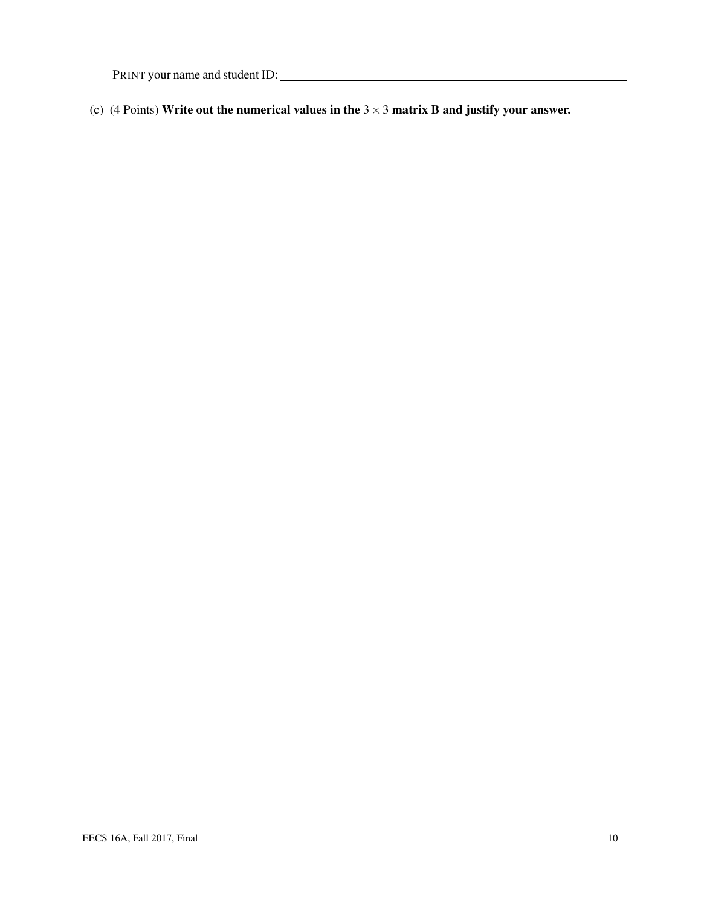PRINT your name and student ID: ______________________________

(c) (4 Points) **Write out the numerical values in the** $3 \times 3$ **matrix B and justify your answer.**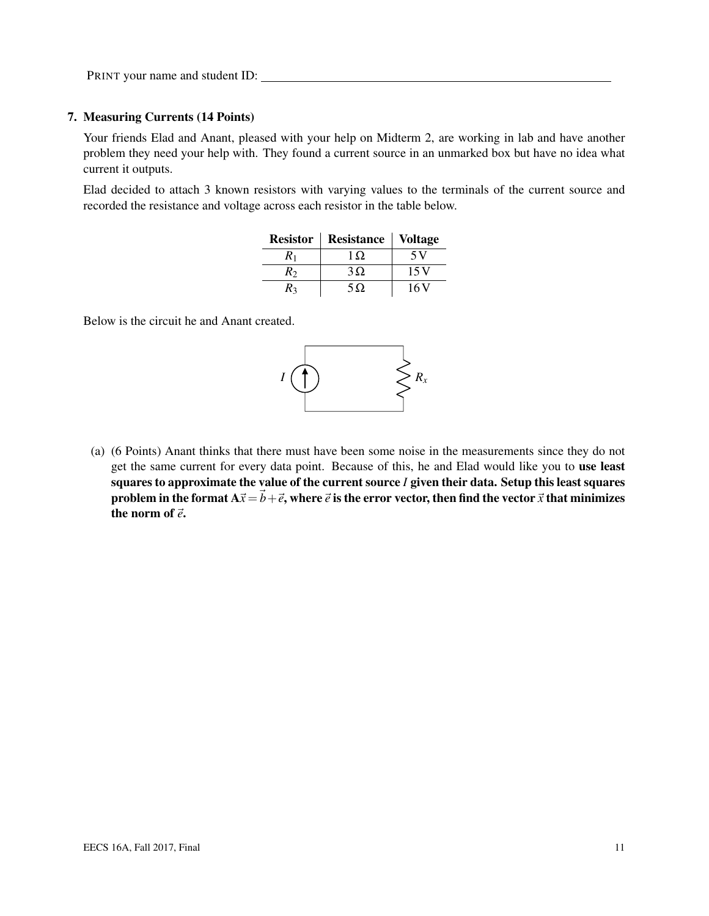PRINT your name and student ID: \_\_\_\_\_\_\_\_\_\_\_\_\_\_\_\_\_\_\_\_\_\_\_\_\_\_\_\_\_\_\_\_\_\_\_\_\_\_\_\_

**7. Measuring Currents (14 Points)**

Your friends Elad and Anant, pleased with your help on Midterm 2, are working in lab and have another problem they need your help with. They found a current source in an unmarked box but have no idea what current it outputs.

Elad decided to attach 3 known resistors with varying values to the terminals of the current source and recorded the resistance and voltage across each resistor in the table below.

| Resistor | Resistance | Voltage |
|---|---|---|
| $R_1$ | $1\,\Omega$ | $5\,\text{V}$ |
| $R_2$ | $3\,\Omega$ | $15\,\text{V}$ |
| $R_3$ | $5\,\Omega$ | $16\,\text{V}$ |

Below is the circuit he and Anant created.

(a) (6 Points) Anant thinks that there must have been some noise in the measurements since they do not get the same current for every data point. Because of this, he and Elad would like you to **use least squares to approximate the value of the current source $I$ given their data. Setup this least squares problem in the format $\mathbf{A}\vec{x} = \vec{b} + \vec{e}$, where $\vec{e}$ is the error vector, then find the vector $\vec{x}$ that minimizes the norm of $\vec{e}$.**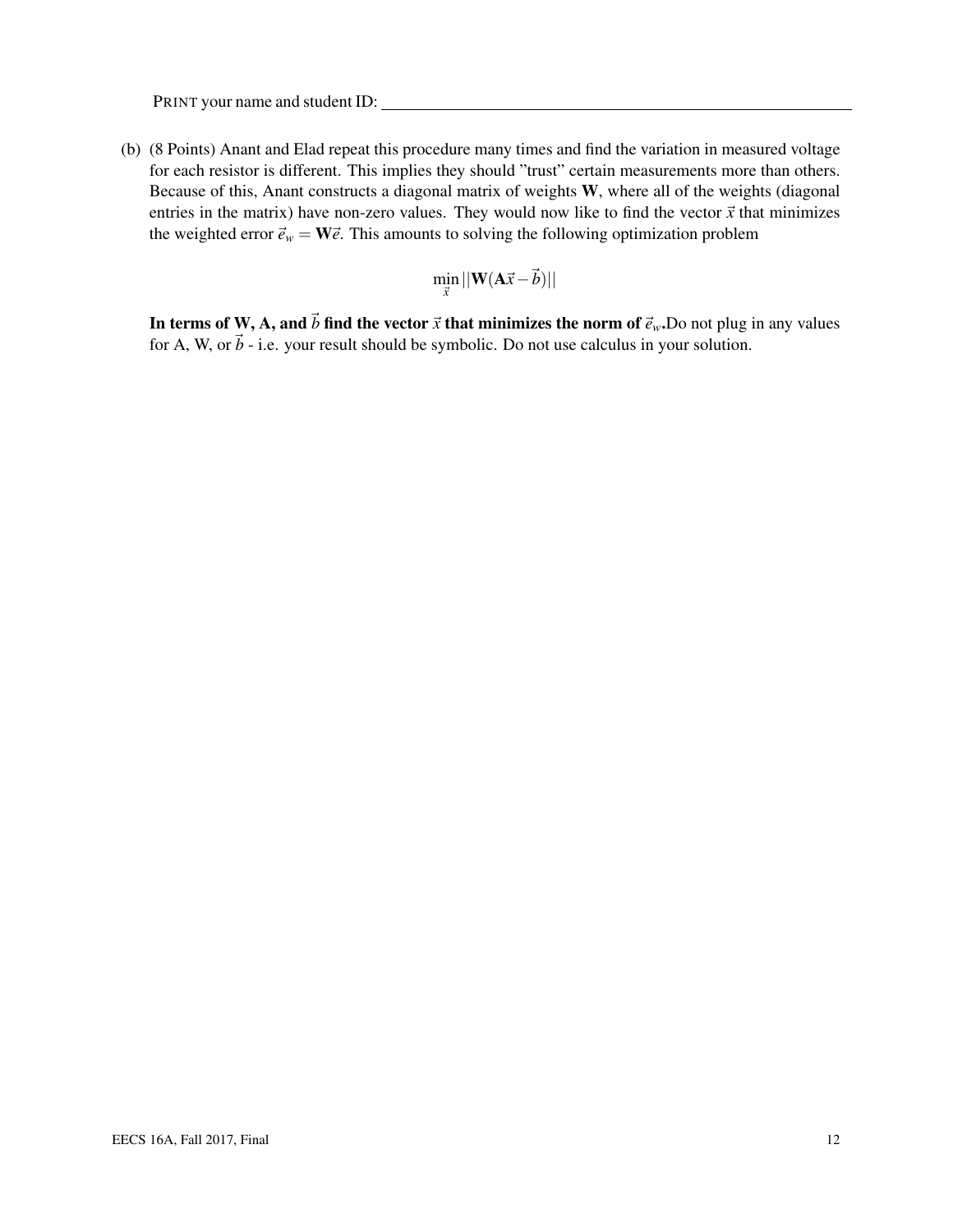PRINT your name and student ID: \_\_\_\_\_\_\_\_\_\_\_\_\_\_\_\_\_\_\_\_\_\_\_\_\_\_\_\_\_\_\_\_\_\_\_\_\_\_\_\_

(b) (8 Points) Anant and Elad repeat this procedure many times and find the variation in measured voltage for each resistor is different. This implies they should "trust" certain measurements more than others. Because of this, Anant constructs a diagonal matrix of weights $\mathbf{W}$, where all of the weights (diagonal entries in the matrix) have non-zero values. They would now like to find the vector $\vec{x}$ that minimizes the weighted error $\vec{e}_w = \mathbf{W}\vec{e}$. This amounts to solving the following optimization problem

$$\min_{\vec{x}} ||\mathbf{W}(\mathbf{A}\vec{x} - \vec{b})||$$

**In terms of W, A, and $\vec{b}$ find the vector $\vec{x}$ that minimizes the norm of $\vec{e}_w$.** Do not plug in any values for A, W, or $\vec{b}$ - i.e. your result should be symbolic. Do not use calculus in your solution.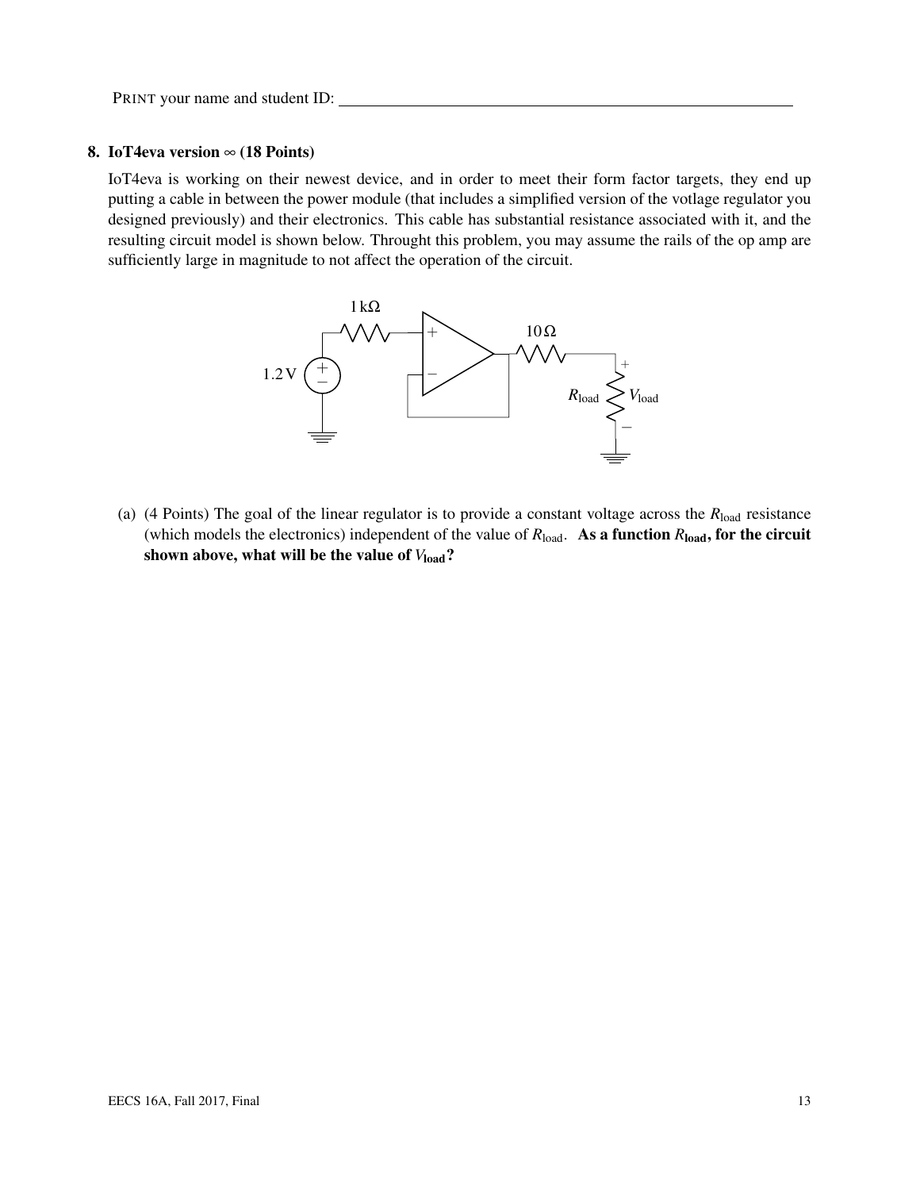PRINT your name and student ID: \_\_\_\_\_\_\_\_\_\_\_\_\_\_\_\_\_\_\_\_\_\_\_\_\_\_\_\_\_\_\_\_\_\_\_\_\_\_\_\_

## 8. IoT4eva version ∞ (18 Points)

IoT4eva is working on their newest device, and in order to meet their form factor targets, they end up putting a cable in between the power module (that includes a simplified version of the votlage regulator you designed previously) and their electronics. This cable has substantial resistance associated with it, and the resulting circuit model is shown below. Throught this problem, you may assume the rails of the op amp are sufficiently large in magnitude to not affect the operation of the circuit.

1 kΩ

10 Ω

1.2 V

$R_{\text{load}}$ $V_{\text{load}}$

(a) (4 Points) The goal of the linear regulator is to provide a constant voltage across the $R_{\text{load}}$ resistance (which models the electronics) independent of the value of $R_{\text{load}}$. **As a function $R_{\text{load}}$, for the circuit shown above, what will be the value of $V_{\text{load}}$?**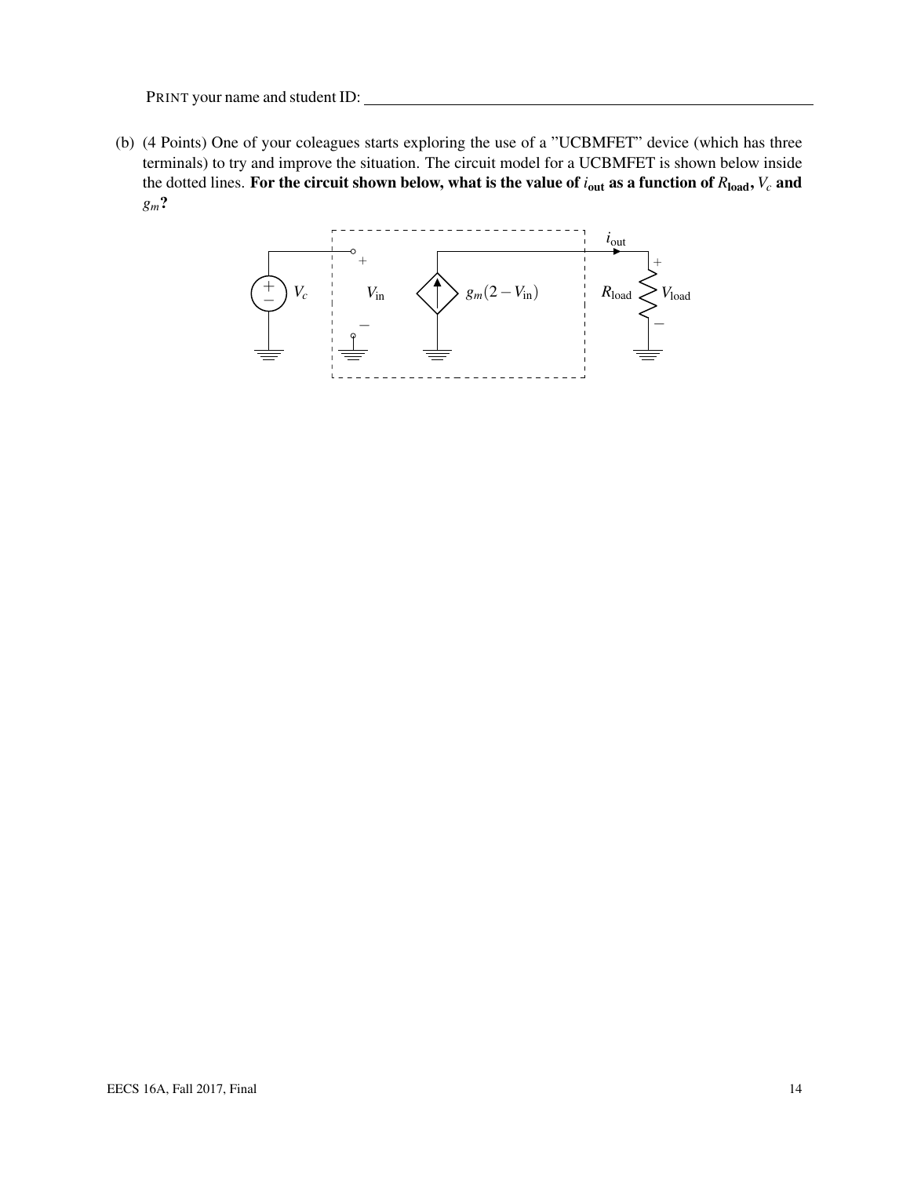PRINT your name and student ID: ______________________________

(b) (4 Points) One of your coleagues starts exploring the use of a "UCBMFET" device (which has three terminals) to try and improve the situation. The circuit model for a UCBMFET is shown below inside the dotted lines. **For the circuit shown below, what is the value of $i_{\text{out}}$ as a function of $R_{\text{load}}$, $V_c$ and $g_m$?**

$V_c$ $V_{\text{in}}$ $g_m(2 - V_{\text{in}})$ $i_{\text{out}}$ $R_{\text{load}}$ $V_{\text{load}}$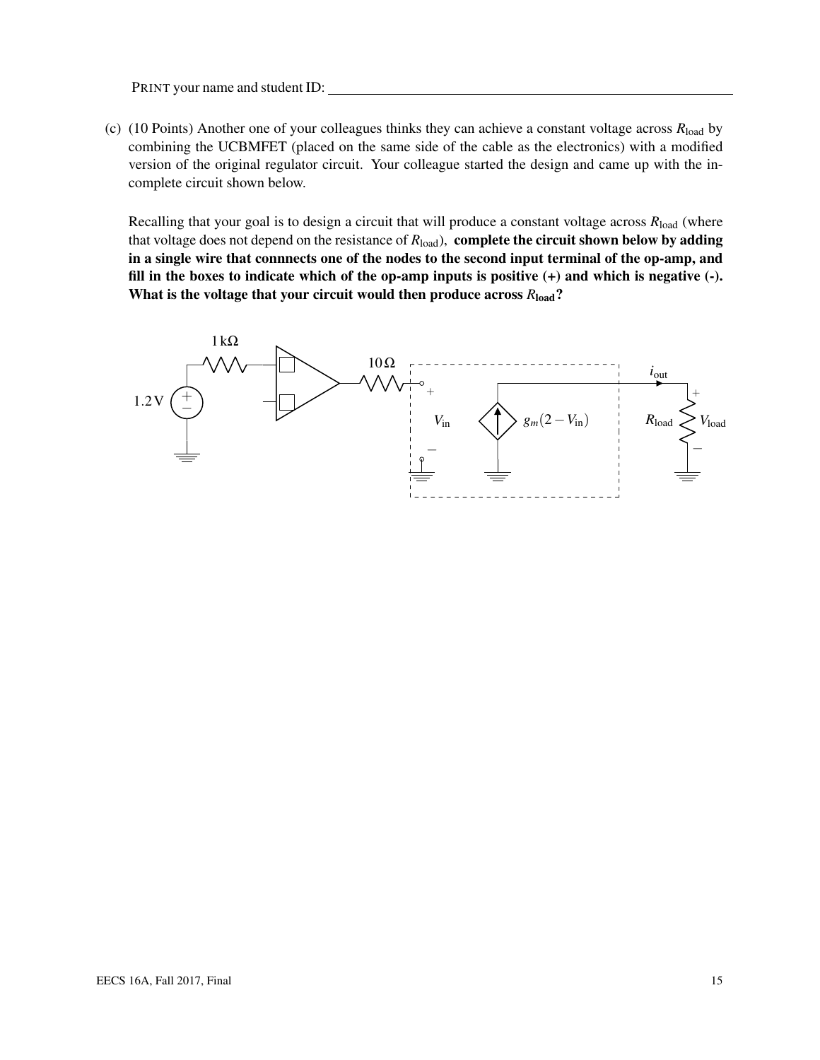PRINT your name and student ID: ___________________________________

(c) (10 Points) Another one of your colleagues thinks they can achieve a constant voltage across $R_{\text{load}}$ by combining the UCBMFET (placed on the same side of the cable as the electronics) with a modified version of the original regulator circuit. Your colleague started the design and came up with the incomplete circuit shown below.

Recalling that your goal is to design a circuit that will produce a constant voltage across $R_{\text{load}}$ (where that voltage does not depend on the resistance of $R_{\text{load}}$), **complete the circuit shown below by adding in a single wire that connnects one of the nodes to the second input terminal of the op-amp, and fill in the boxes to indicate which of the op-amp inputs is positive (+) and which is negative (-). What is the voltage that your circuit would then produce across $R_{\text{load}}$?**

1 kΩ

10 Ω

$i_{\text{out}}$

1.2 V

$V_{\text{in}}$

$g_m(2 - V_{\text{in}})$

$R_{\text{load}}$

$V_{\text{load}}$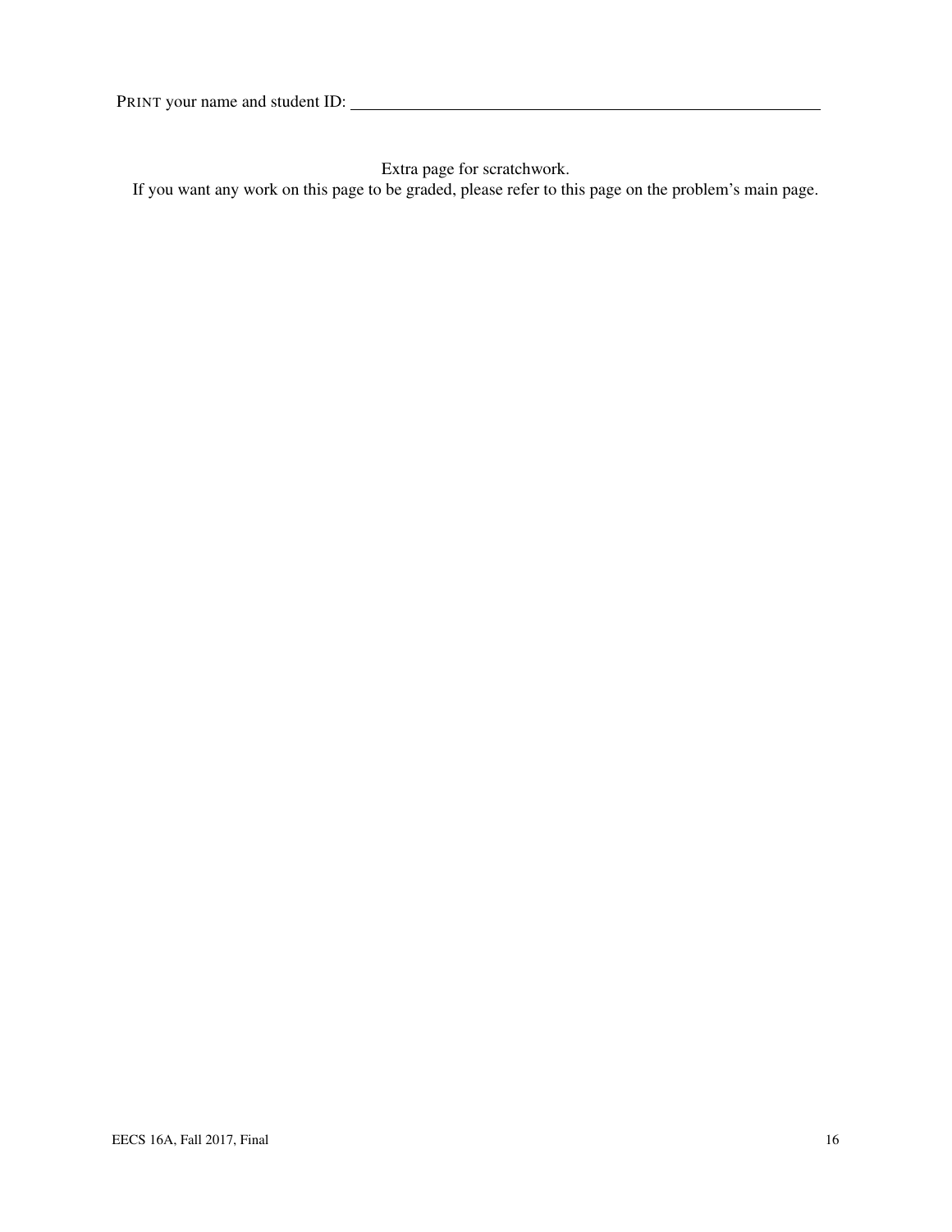PRINT your name and student ID: ___________________________________________

Extra page for scratchwork.

If you want any work on this page to be graded, please refer to this page on the problem's main page.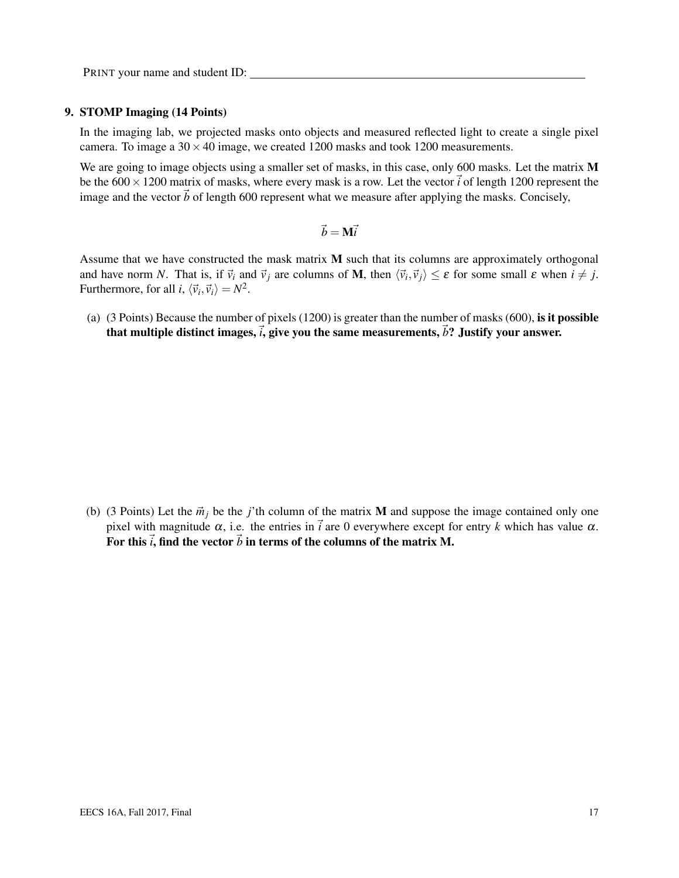PRINT your name and student ID: \_\_\_\_\_\_\_\_\_\_\_\_\_\_\_\_\_\_\_\_\_\_\_\_\_\_\_\_\_\_\_\_\_\_\_\_\_\_\_\_

## 9. STOMP Imaging (14 Points)

In the imaging lab, we projected masks onto objects and measured reflected light to create a single pixel camera. To image a $30 \times 40$ image, we created 1200 masks and took 1200 measurements.

We are going to image objects using a smaller set of masks, in this case, only 600 masks. Let the matrix $\mathbf{M}$ be the $600 \times 1200$ matrix of masks, where every mask is a row. Let the vector $\vec{i}$ of length 1200 represent the image and the vector $\vec{b}$ of length 600 represent what we measure after applying the masks. Concisely,

$$\vec{b} = \mathbf{M}\vec{i}$$

Assume that we have constructed the mask matrix $\mathbf{M}$ such that its columns are approximately orthogonal and have norm $N$. That is, if $\vec{v}_i$ and $\vec{v}_j$ are columns of $\mathbf{M}$, then $\langle \vec{v}_i, \vec{v}_j \rangle \leq \varepsilon$ for some small $\varepsilon$ when $i \neq j$. Furthermore, for all $i$, $\langle \vec{v}_i, \vec{v}_i \rangle = N^2$.

(a) (3 Points) Because the number of pixels (1200) is greater than the number of masks (600), **is it possible that multiple distinct images, $\vec{i}$, give you the same measurements, $\vec{b}$? Justify your answer.**

(b) (3 Points) Let the $\vec{m}_j$ be the $j$'th column of the matrix $\mathbf{M}$ and suppose the image contained only one pixel with magnitude $\alpha$, i.e. the entries in $\vec{i}$ are 0 everywhere except for entry $k$ which has value $\alpha$. **For this $\vec{i}$, find the vector $\vec{b}$ in terms of the columns of the matrix M.**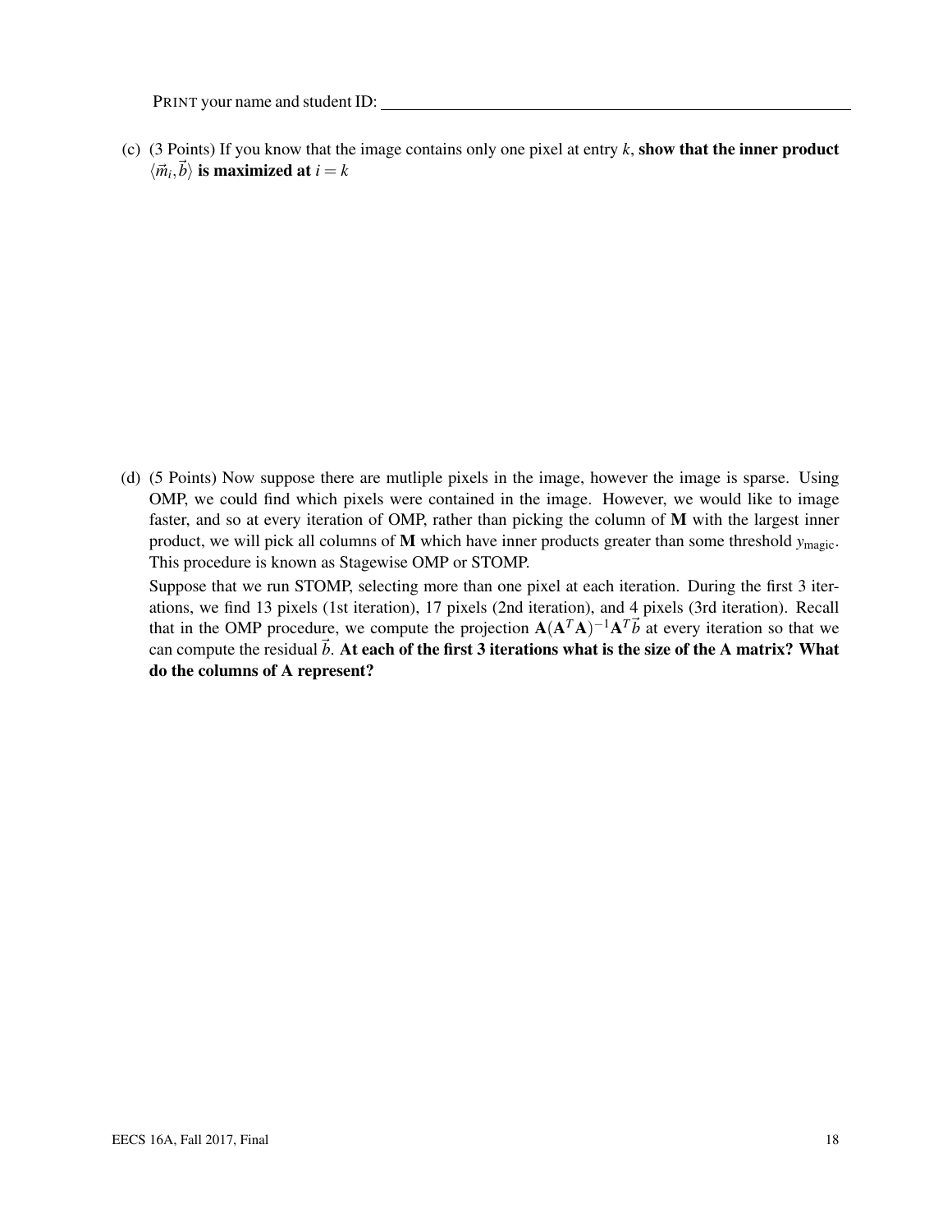PRINT your name and student ID: ______________________________

(c) (3 Points) If you know that the image contains only one pixel at entry $k$, **show that the inner product $\langle \vec{m}_i, \vec{b} \rangle$ is maximized at $i = k$**

(d) (5 Points) Now suppose there are mutliple pixels in the image, however the image is sparse. Using OMP, we could find which pixels were contained in the image. However, we would like to image faster, and so at every iteration of OMP, rather than picking the column of $\mathbf{M}$ with the largest inner product, we will pick all columns of $\mathbf{M}$ which have inner products greater than some threshold $y_{\text{magic}}$. This procedure is known as Stagewise OMP or STOMP.

Suppose that we run STOMP, selecting more than one pixel at each iteration. During the first 3 iterations, we find 13 pixels (1st iteration), 17 pixels (2nd iteration), and 4 pixels (3rd iteration). Recall that in the OMP procedure, we compute the projection $\mathbf{A}(\mathbf{A}^T\mathbf{A})^{-1}\mathbf{A}^T\vec{b}$ at every iteration so that we can compute the residual $\vec{b}$. **At each of the first 3 iterations what is the size of the A matrix? What do the columns of A represent?**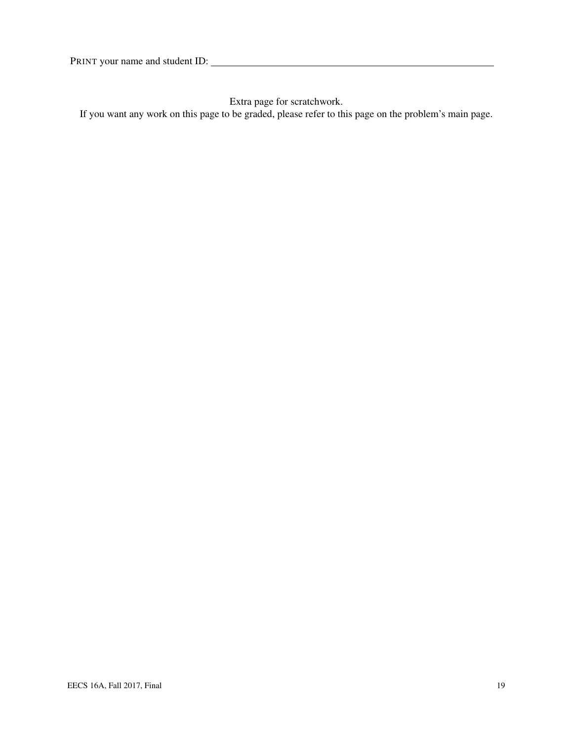PRINT your name and student ID: ______________________________

Extra page for scratchwork.
If you want any work on this page to be graded, please refer to this page on the problem's main page.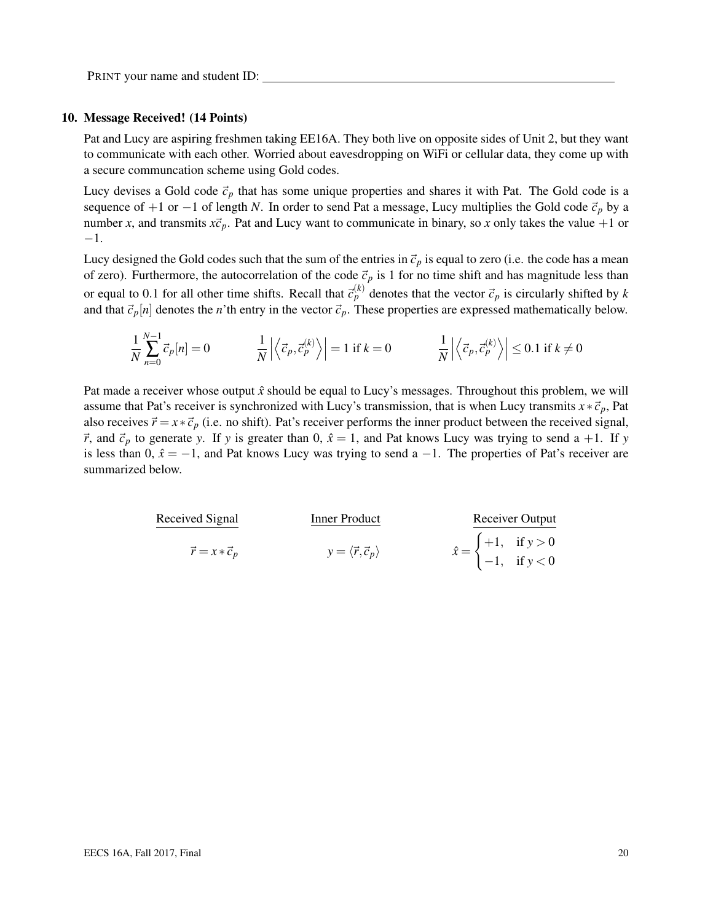PRINT your name and student ID: ____________________________

## 10. Message Received! (14 Points)

Pat and Lucy are aspiring freshmen taking EE16A. They both live on opposite sides of Unit 2, but they want to communicate with each other. Worried about eavesdropping on WiFi or cellular data, they come up with a secure communcation scheme using Gold codes.

Lucy devises a Gold code $\vec{c}_p$ that has some unique properties and shares it with Pat. The Gold code is a sequence of $+1$ or $-1$ of length $N$. In order to send Pat a message, Lucy multiplies the Gold code $\vec{c}_p$ by a number $x$, and transmits $x\vec{c}_p$. Pat and Lucy want to communicate in binary, so $x$ only takes the value $+1$ or $-1$.

Lucy designed the Gold codes such that the sum of the entries in $\vec{c}_p$ is equal to zero (i.e. the code has a mean of zero). Furthermore, the autocorrelation of the code $\vec{c}_p$ is 1 for no time shift and has magnitude less than or equal to 0.1 for all other time shifts. Recall that $\vec{c}_p^{(k)}$ denotes that the vector $\vec{c}_p$ is circularly shifted by $k$ and that $\vec{c}_p[n]$ denotes the $n$'th entry in the vector $\vec{c}_p$. These properties are expressed mathematically below.

$$\frac{1}{N}\sum_{n=0}^{N-1}\vec{c}_p[n] = 0 \qquad \frac{1}{N}\left|\left\langle \vec{c}_p, \vec{c}_p^{(k)} \right\rangle\right| = 1 \text{ if } k = 0 \qquad \frac{1}{N}\left|\left\langle \vec{c}_p, \vec{c}_p^{(k)} \right\rangle\right| \leq 0.1 \text{ if } k \neq 0$$

Pat made a receiver whose output $\hat{x}$ should be equal to Lucy's messages. Throughout this problem, we will assume that Pat's receiver is synchronized with Lucy's transmission, that is when Lucy transmits $x * \vec{c}_p$, Pat also receives $\vec{r} = x * \vec{c}_p$ (i.e. no shift). Pat's receiver performs the inner product between the received signal, $\vec{r}$, and $\vec{c}_p$ to generate $y$. If $y$ is greater than 0, $\hat{x} = 1$, and Pat knows Lucy was trying to send a $+1$. If $y$ is less than 0, $\hat{x} = -1$, and Pat knows Lucy was trying to send a $-1$. The properties of Pat's receiver are summarized below.

| Received Signal | Inner Product | Receiver Output |
| --- | --- | --- |
| $\vec{r} = x * \vec{c}_p$ | $y = \langle \vec{r}, \vec{c}_p \rangle$ | $\hat{x} = \begin{cases} +1, & \text{if } y > 0 \\ -1, & \text{if } y < 0 \end{cases}$ |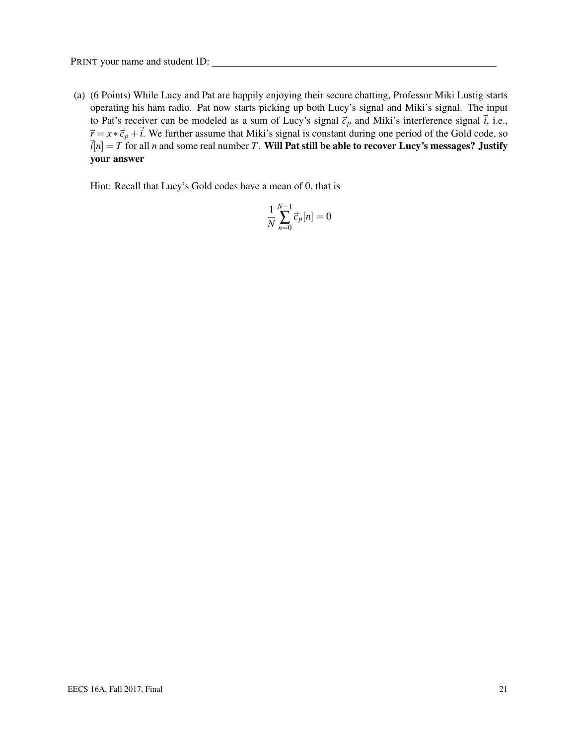PRINT your name and student ID: ____________________

(a) (6 Points) While Lucy and Pat are happily enjoying their secure chatting, Professor Miki Lustig starts operating his ham radio. Pat now starts picking up both Lucy's signal and Miki's signal. The input to Pat's receiver can be modeled as a sum of Lucy's signal $\vec{c}_p$ and Miki's interference signal $\vec{i}$, i.e., $\vec{r} = x * \vec{c}_p + \vec{i}$. We further assume that Miki's signal is constant during one period of the Gold code, so $\vec{i}[n] = T$ for all $n$ and some real number $T$. **Will Pat still be able to recover Lucy's messages? Justify your answer**

Hint: Recall that Lucy's Gold codes have a mean of 0, that is

$$\frac{1}{N} \sum_{n=0}^{N-1} \vec{c}_p[n] = 0$$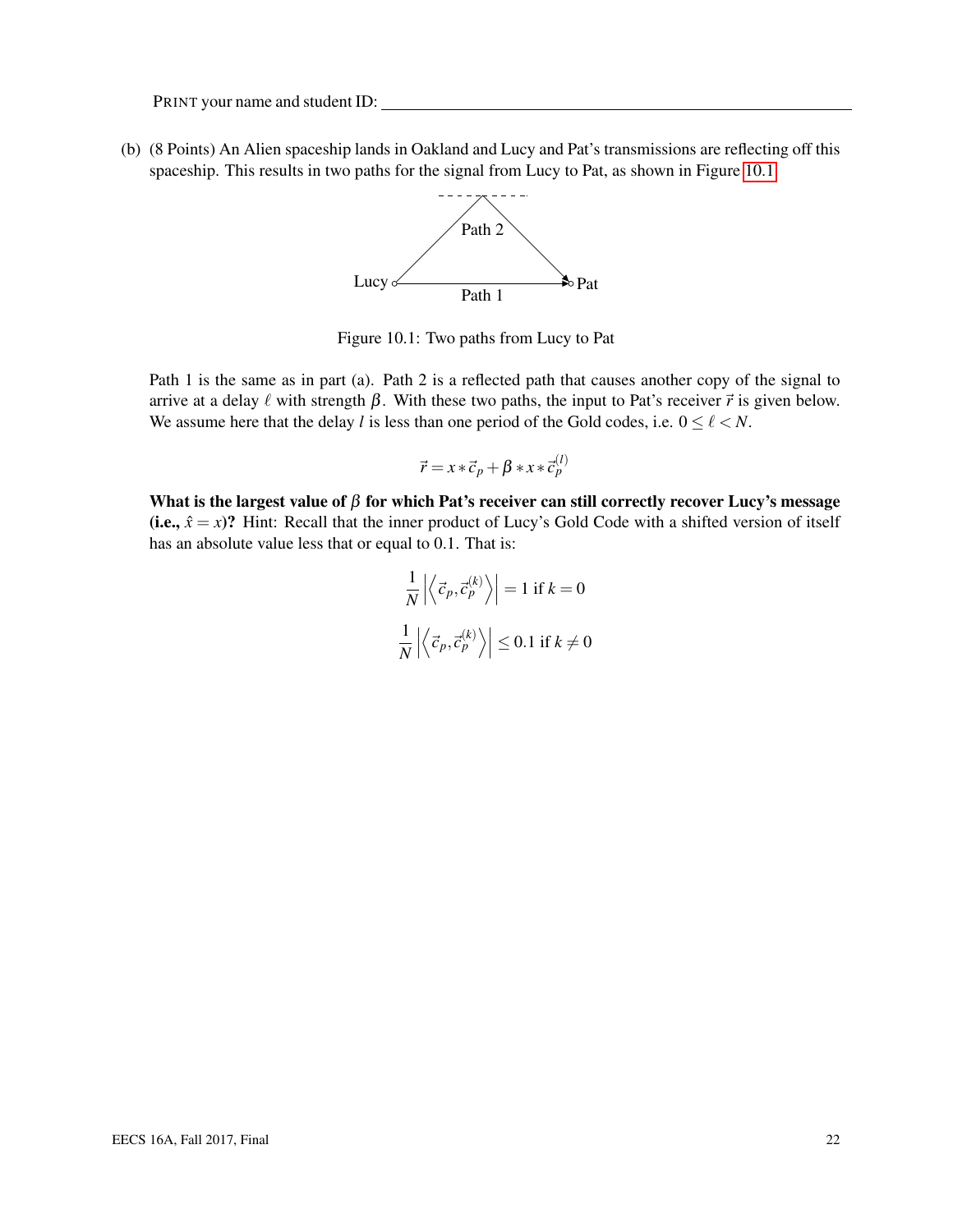PRINT your name and student ID: \_\_\_\_\_\_\_\_\_\_\_\_\_\_\_\_\_\_\_\_\_\_\_\_\_\_\_\_\_\_\_\_\_\_\_\_\_\_\_\_

(b) (8 Points) An Alien spaceship lands in Oakland and Lucy and Pat's transmissions are reflecting off this spaceship. This results in two paths for the signal from Lucy to Pat, as shown in Figure 10.1

Figure 10.1: Two paths from Lucy to Pat

Path 1 is the same as in part (a). Path 2 is a reflected path that causes another copy of the signal to arrive at a delay $\ell$ with strength $\beta$. With these two paths, the input to Pat's receiver $\vec{r}$ is given below. We assume here that the delay $l$ is less than one period of the Gold codes, i.e. $0 \leq \ell < N$.

$$\vec{r} = x * \vec{c}_p + \beta * x * \vec{c}_p^{(l)}$$

**What is the largest value of $\beta$ for which Pat's receiver can still correctly recover Lucy's message (i.e., $\hat{x} = x$)?** Hint: Recall that the inner product of Lucy's Gold Code with a shifted version of itself has an absolute value less that or equal to 0.1. That is:

$$\frac{1}{N}\left|\left\langle \vec{c}_p, \vec{c}_p^{(k)} \right\rangle\right| = 1 \text{ if } k = 0$$

$$\frac{1}{N}\left|\left\langle \vec{c}_p, \vec{c}_p^{(k)} \right\rangle\right| \leq 0.1 \text{ if } k \neq 0$$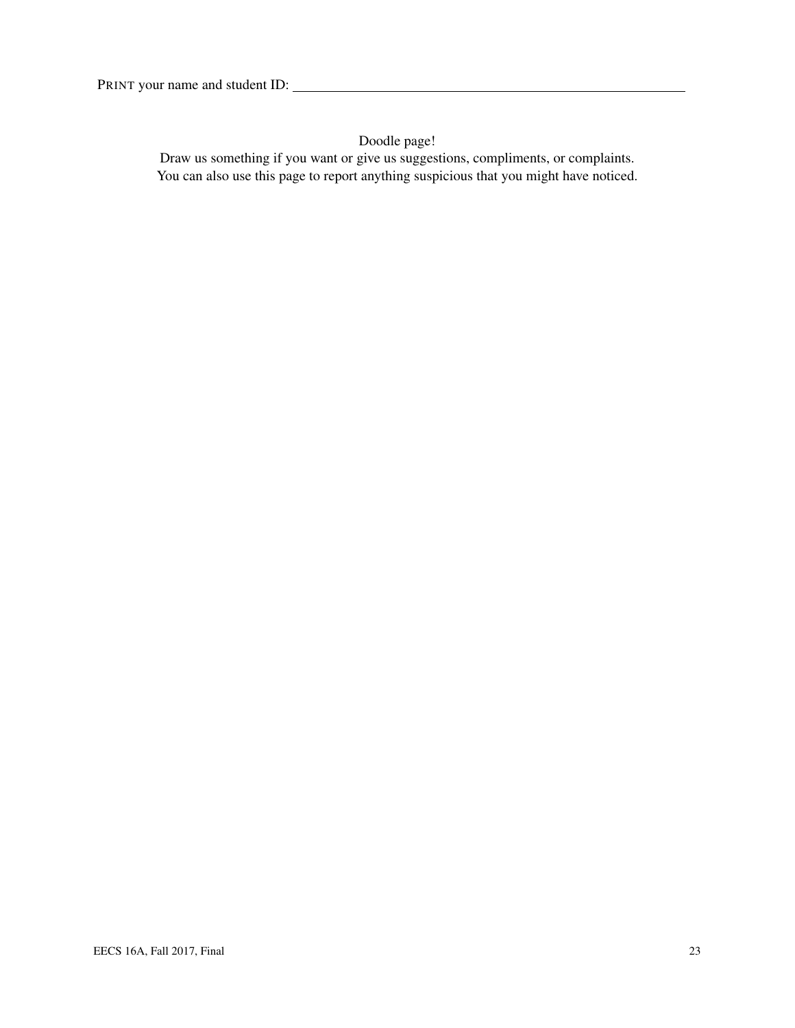PRINT your name and student ID: \_\_\_\_\_\_\_\_\_\_\_\_\_\_\_\_\_\_\_\_\_\_\_\_\_\_\_\_\_\_\_\_\_\_\_\_\_\_\_\_

Doodle page!

Draw us something if you want or give us suggestions, compliments, or complaints.
You can also use this page to report anything suspicious that you might have noticed.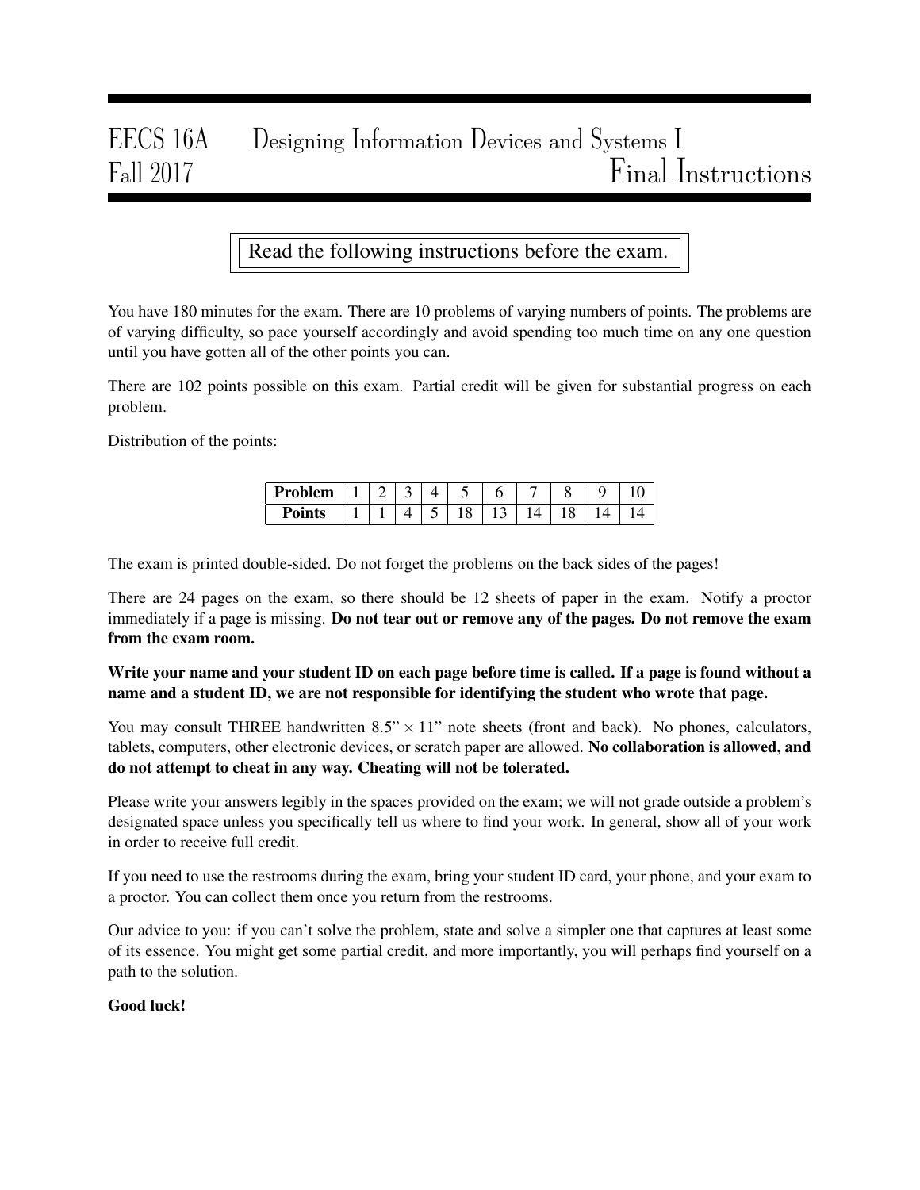# EECS 16A Designing Information Devices and Systems I
# Fall 2017 Final Instructions

**Read the following instructions before the exam.**

You have 180 minutes for the exam. There are 10 problems of varying numbers of points. The problems are of varying difficulty, so pace yourself accordingly and avoid spending too much time on any one question until you have gotten all of the other points you can.

There are 102 points possible on this exam. Partial credit will be given for substantial progress on each problem.

Distribution of the points:

| **Problem** | 1 | 2 | 3 | 4 | 5 | 6 | 7 | 8 | 9 | 10 |
|---|---|---|---|---|---|---|---|---|---|---|
| **Points** | 1 | 1 | 4 | 5 | 18 | 13 | 14 | 18 | 14 | 14 |

The exam is printed double-sided. Do not forget the problems on the back sides of the pages!

There are 24 pages on the exam, so there should be 12 sheets of paper in the exam. Notify a proctor immediately if a page is missing. **Do not tear out or remove any of the pages. Do not remove the exam from the exam room.**

**Write your name and your student ID on each page before time is called. If a page is found without a name and a student ID, we are not responsible for identifying the student who wrote that page.**

You may consult THREE handwritten 8.5" $\times$ 11" note sheets (front and back). No phones, calculators, tablets, computers, other electronic devices, or scratch paper are allowed. **No collaboration is allowed, and do not attempt to cheat in any way. Cheating will not be tolerated.**

Please write your answers legibly in the spaces provided on the exam; we will not grade outside a problem's designated space unless you specifically tell us where to find your work. In general, show all of your work in order to receive full credit.

If you need to use the restrooms during the exam, bring your student ID card, your phone, and your exam to a proctor. You can collect them once you return from the restrooms.

Our advice to you: if you can't solve the problem, state and solve a simpler one that captures at least some of its essence. You might get some partial credit, and more importantly, you will perhaps find yourself on a path to the solution.

**Good luck!**